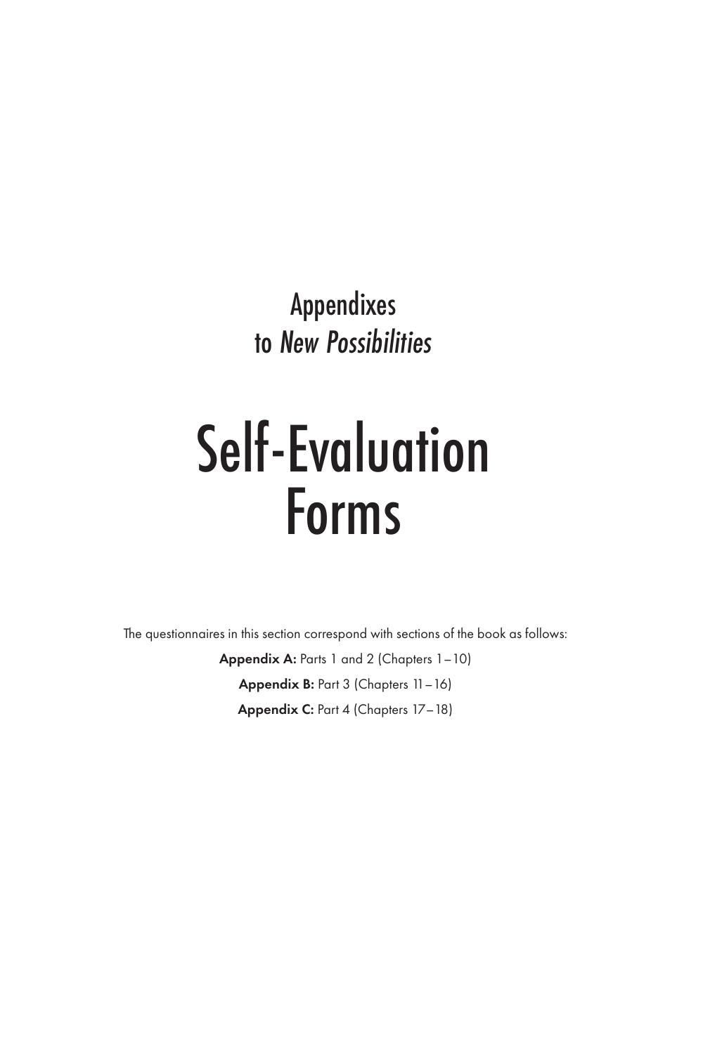## Appendixes
## to *New Possibilities*

# Self-Evaluation Forms

The questionnaires in this section correspond with sections of the book as follows:

**Appendix A:** Parts 1 and 2 (Chapters 1–10)

**Appendix B:** Part 3 (Chapters 11–16)

**Appendix C:** Part 4 (Chapters 17–18)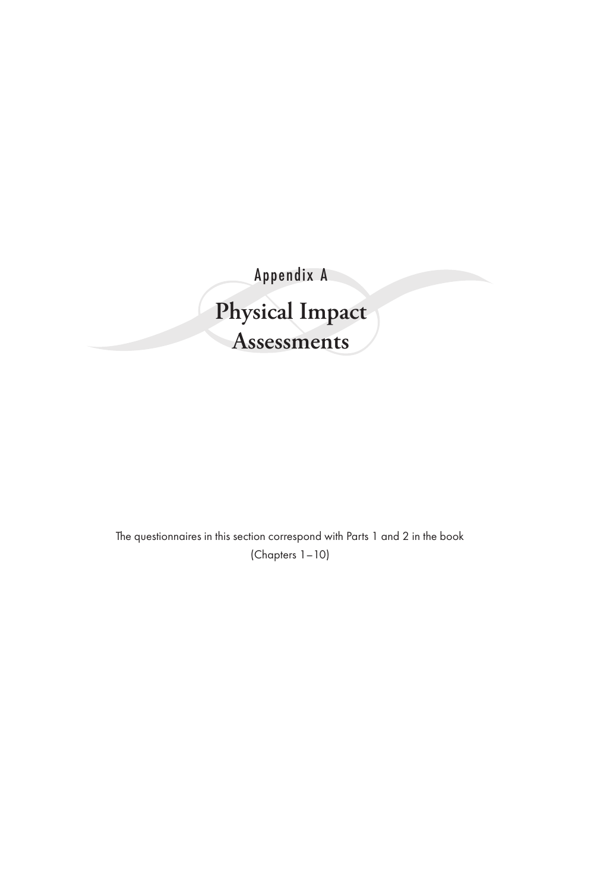Appendix A

# Physical Impact Assessments

The questionnaires in this section correspond with Parts 1 and 2 in the book (Chapters 1–10)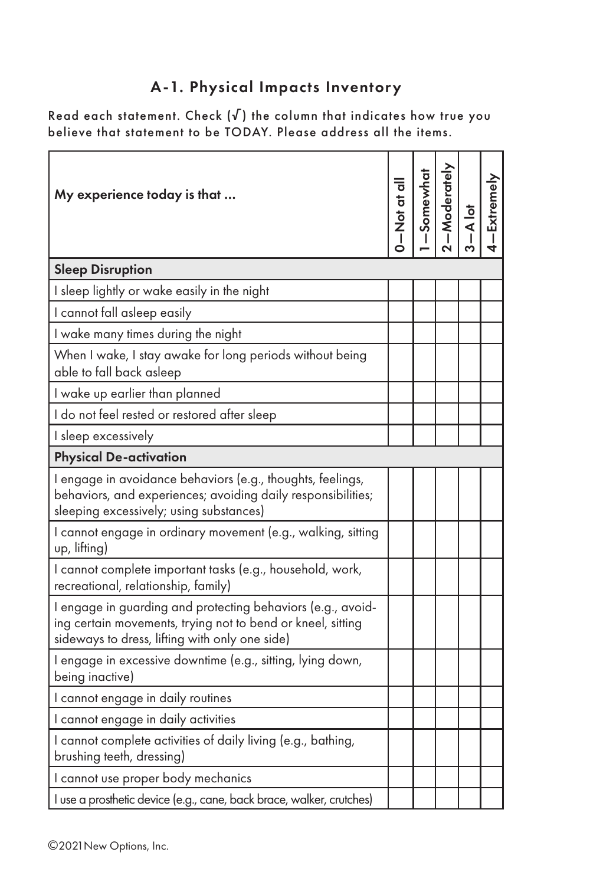## A-1. Physical Impacts Inventory

Read each statement. Check (√) the column that indicates how true you believe that statement to be TODAY. Please address all the items.

| My experience today is that ... | 0—Not at all | 1—Somewhat | 2—Moderately | 3—A lot | 4—Extremely |
|---|---|---|---|---|---|
| **Sleep Disruption** | | | | | |
| I sleep lightly or wake easily in the night | | | | | |
| I cannot fall asleep easily | | | | | |
| I wake many times during the night | | | | | |
| When I wake, I stay awake for long periods without being able to fall back asleep | | | | | |
| I wake up earlier than planned | | | | | |
| I do not feel rested or restored after sleep | | | | | |
| I sleep excessively | | | | | |
| **Physical De-activation** | | | | | |
| I engage in avoidance behaviors (e.g., thoughts, feelings, behaviors, and experiences; avoiding daily responsibilities; sleeping excessively; using substances) | | | | | |
| I cannot engage in ordinary movement (e.g., walking, sitting up, lifting) | | | | | |
| I cannot complete important tasks (e.g., household, work, recreational, relationship, family) | | | | | |
| I engage in guarding and protecting behaviors (e.g., avoiding certain movements, trying not to bend or kneel, sitting sideways to dress, lifting with only one side) | | | | | |
| I engage in excessive downtime (e.g., sitting, lying down, being inactive) | | | | | |
| I cannot engage in daily routines | | | | | |
| I cannot engage in daily activities | | | | | |
| I cannot complete activities of daily living (e.g., bathing, brushing teeth, dressing) | | | | | |
| I cannot use proper body mechanics | | | | | |
| I use a prosthetic device (e.g., cane, back brace, walker, crutches) | | | | | |

©2021 New Options, Inc.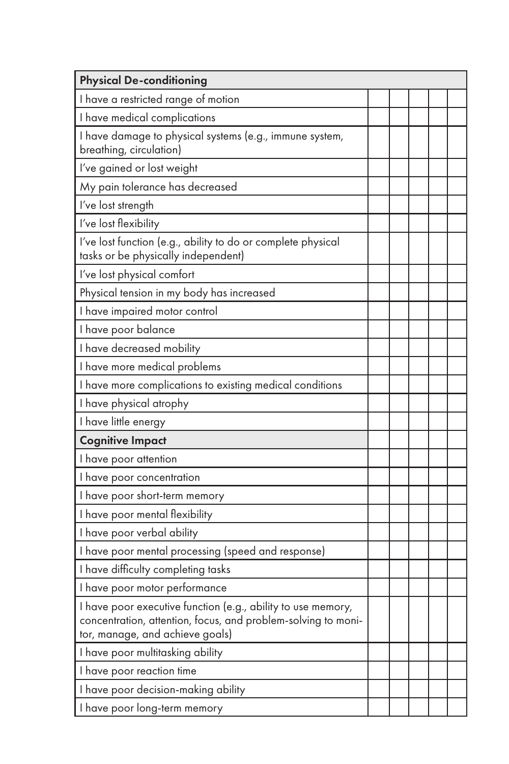| Physical De-conditioning | | | | | |
|---|---|---|---|---|---|
| I have a restricted range of motion | | | | | |
| I have medical complications | | | | | |
| I have damage to physical systems (e.g., immune system, breathing, circulation) | | | | | |
| I've gained or lost weight | | | | | |
| My pain tolerance has decreased | | | | | |
| I've lost strength | | | | | |
| I've lost flexibility | | | | | |
| I've lost function (e.g., ability to do or complete physical tasks or be physically independent) | | | | | |
| I've lost physical comfort | | | | | |
| Physical tension in my body has increased | | | | | |
| I have impaired motor control | | | | | |
| I have poor balance | | | | | |
| I have decreased mobility | | | | | |
| I have more medical problems | | | | | |
| I have more complications to existing medical conditions | | | | | |
| I have physical atrophy | | | | | |
| I have little energy | | | | | |
| **Cognitive Impact** | | | | | |
| I have poor attention | | | | | |
| I have poor concentration | | | | | |
| I have poor short-term memory | | | | | |
| I have poor mental flexibility | | | | | |
| I have poor verbal ability | | | | | |
| I have poor mental processing (speed and response) | | | | | |
| I have difficulty completing tasks | | | | | |
| I have poor motor performance | | | | | |
| I have poor executive function (e.g., ability to use memory, concentration, attention, focus, and problem-solving to monitor, manage, and achieve goals) | | | | | |
| I have poor multitasking ability | | | | | |
| I have poor reaction time | | | | | |
| I have poor decision-making ability | | | | | |
| I have poor long-term memory | | | | | |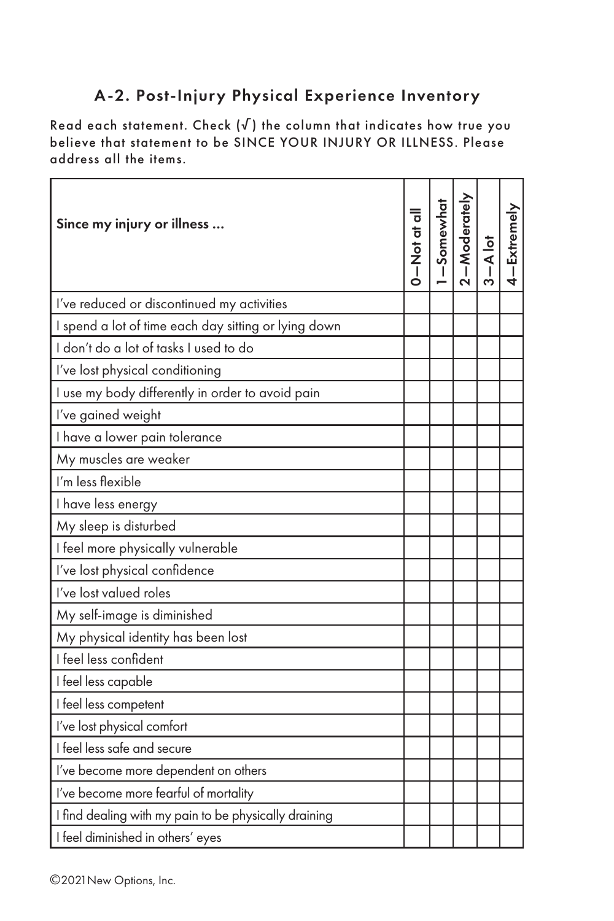## A-2. Post-Injury Physical Experience Inventory

Read each statement. Check (√) the column that indicates how true you believe that statement to be SINCE YOUR INJURY OR ILLNESS. Please address all the items.

| Since my injury or illness ... | 0—Not at all | 1—Somewhat | 2—Moderately | 3—A lot | 4—Extremely |
|---|---|---|---|---|---|
| I've reduced or discontinued my activities | | | | | |
| I spend a lot of time each day sitting or lying down | | | | | |
| I don't do a lot of tasks I used to do | | | | | |
| I've lost physical conditioning | | | | | |
| I use my body differently in order to avoid pain | | | | | |
| I've gained weight | | | | | |
| I have a lower pain tolerance | | | | | |
| My muscles are weaker | | | | | |
| I'm less flexible | | | | | |
| I have less energy | | | | | |
| My sleep is disturbed | | | | | |
| I feel more physically vulnerable | | | | | |
| I've lost physical confidence | | | | | |
| I've lost valued roles | | | | | |
| My self-image is diminished | | | | | |
| My physical identity has been lost | | | | | |
| I feel less confident | | | | | |
| I feel less capable | | | | | |
| I feel less competent | | | | | |
| I've lost physical comfort | | | | | |
| I feel less safe and secure | | | | | |
| I've become more dependent on others | | | | | |
| I've become more fearful of mortality | | | | | |
| I find dealing with my pain to be physically draining | | | | | |
| I feel diminished in others' eyes | | | | | |

©2021 New Options, Inc.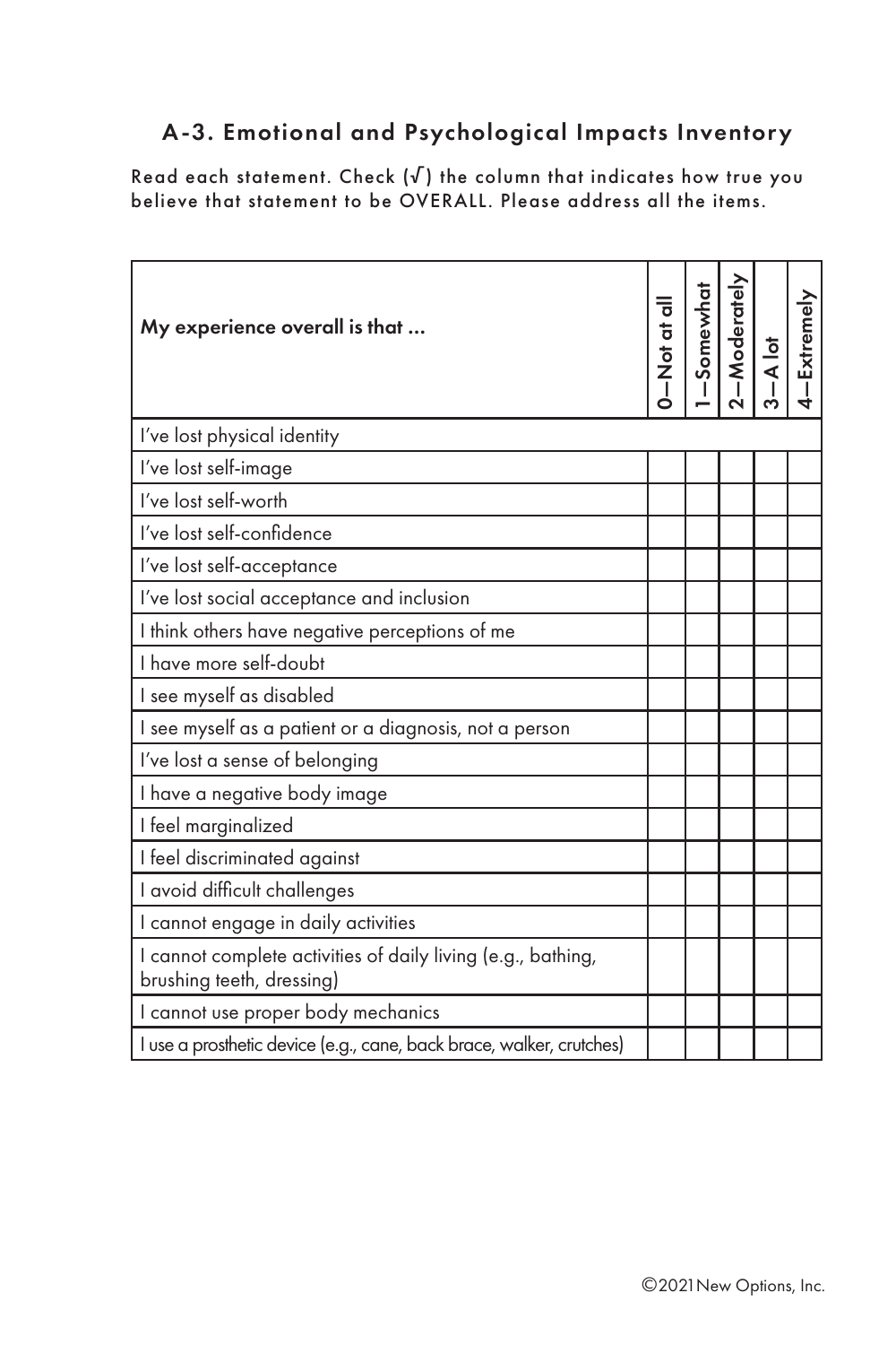## A-3. Emotional and Psychological Impacts Inventory

Read each statement. Check (√) the column that indicates how true you believe that statement to be OVERALL. Please address all the items.

| My experience overall is that ... | 0—Not at all | 1—Somewhat | 2—Moderately | 3—A lot | 4—Extremely |
|---|---|---|---|---|---|
| I've lost physical identity | | | | | |
| I've lost self-image | | | | | |
| I've lost self-worth | | | | | |
| I've lost self-confidence | | | | | |
| I've lost self-acceptance | | | | | |
| I've lost social acceptance and inclusion | | | | | |
| I think others have negative perceptions of me | | | | | |
| I have more self-doubt | | | | | |
| I see myself as disabled | | | | | |
| I see myself as a patient or a diagnosis, not a person | | | | | |
| I've lost a sense of belonging | | | | | |
| I have a negative body image | | | | | |
| I feel marginalized | | | | | |
| I feel discriminated against | | | | | |
| I avoid difficult challenges | | | | | |
| I cannot engage in daily activities | | | | | |
| I cannot complete activities of daily living (e.g., bathing, brushing teeth, dressing) | | | | | |
| I cannot use proper body mechanics | | | | | |
| I use a prosthetic device (e.g., cane, back brace, walker, crutches) | | | | | |

©2021 New Options, Inc.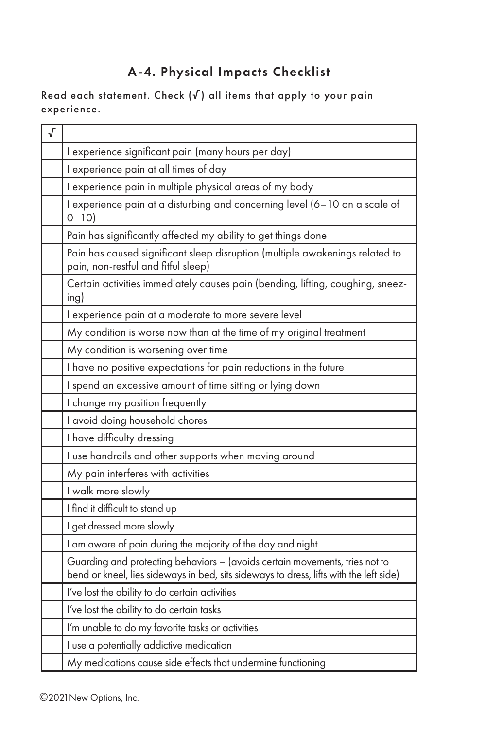## A-4. Physical Impacts Checklist

Read each statement. Check (√) all items that apply to your pain experience.

| √ | |
|---|---|
| | I experience significant pain (many hours per day) |
| | I experience pain at all times of day |
| | I experience pain in multiple physical areas of my body |
| | I experience pain at a disturbing and concerning level (6–10 on a scale of 0–10) |
| | Pain has significantly affected my ability to get things done |
| | Pain has caused significant sleep disruption (multiple awakenings related to pain, non-restful and fitful sleep) |
| | Certain activities immediately causes pain (bending, lifting, coughing, sneezing) |
| | I experience pain at a moderate to more severe level |
| | My condition is worse now than at the time of my original treatment |
| | My condition is worsening over time |
| | I have no positive expectations for pain reductions in the future |
| | I spend an excessive amount of time sitting or lying down |
| | I change my position frequently |
| | I avoid doing household chores |
| | I have difficulty dressing |
| | I use handrails and other supports when moving around |
| | My pain interferes with activities |
| | I walk more slowly |
| | I find it difficult to stand up |
| | I get dressed more slowly |
| | I am aware of pain during the majority of the day and night |
| | Guarding and protecting behaviors – (avoids certain movements, tries not to bend or kneel, lies sideways in bed, sits sideways to dress, lifts with the left side) |
| | I've lost the ability to do certain activities |
| | I've lost the ability to do certain tasks |
| | I'm unable to do my favorite tasks or activities |
| | I use a potentially addictive medication |
| | My medications cause side effects that undermine functioning |

©2021 New Options, Inc.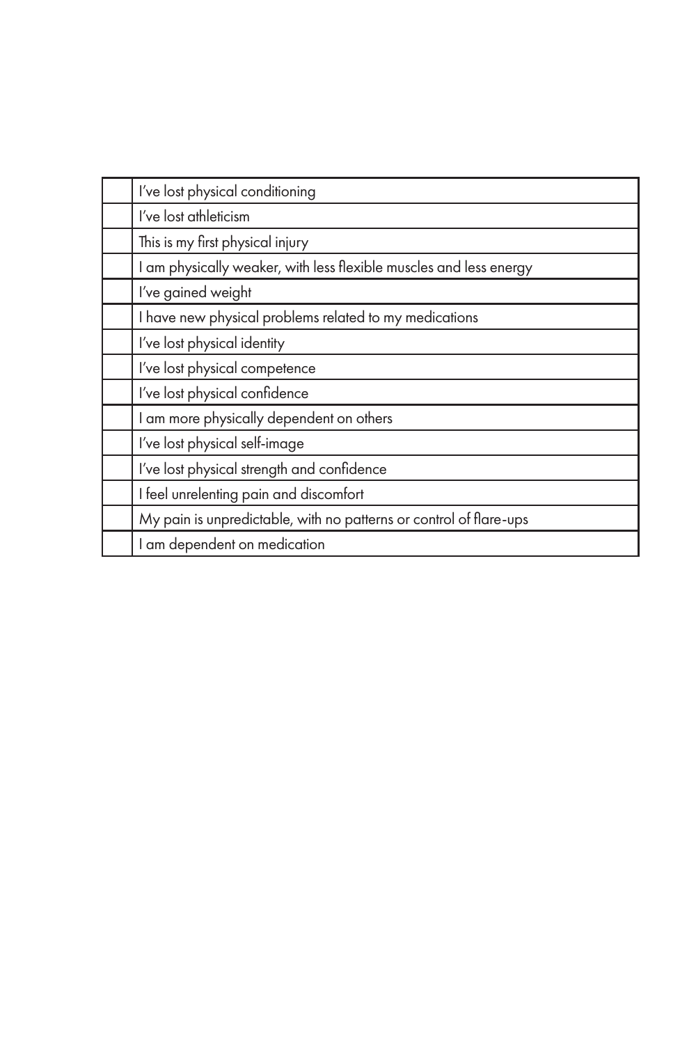| | |
|---|---|
| | I've lost physical conditioning |
| | I've lost athleticism |
| | This is my first physical injury |
| | I am physically weaker, with less flexible muscles and less energy |
| | I've gained weight |
| | I have new physical problems related to my medications |
| | I've lost physical identity |
| | I've lost physical competence |
| | I've lost physical confidence |
| | I am more physically dependent on others |
| | I've lost physical self-image |
| | I've lost physical strength and confidence |
| | I feel unrelenting pain and discomfort |
| | My pain is unpredictable, with no patterns or control of flare-ups |
| | I am dependent on medication |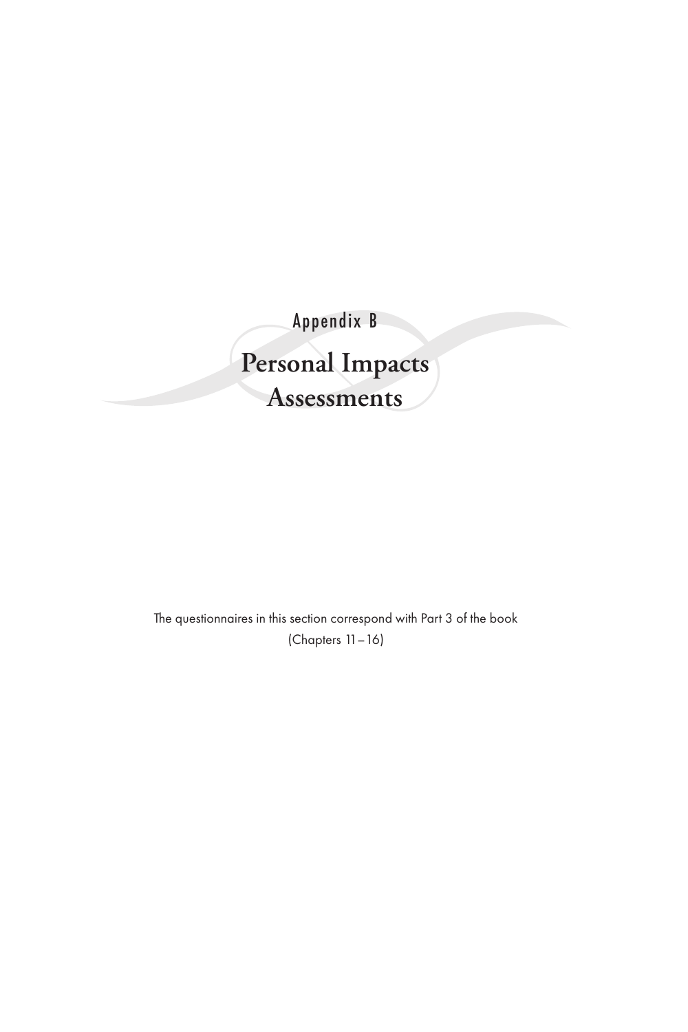Appendix B

# Personal Impacts Assessments

The questionnaires in this section correspond with Part 3 of the book (Chapters 11–16)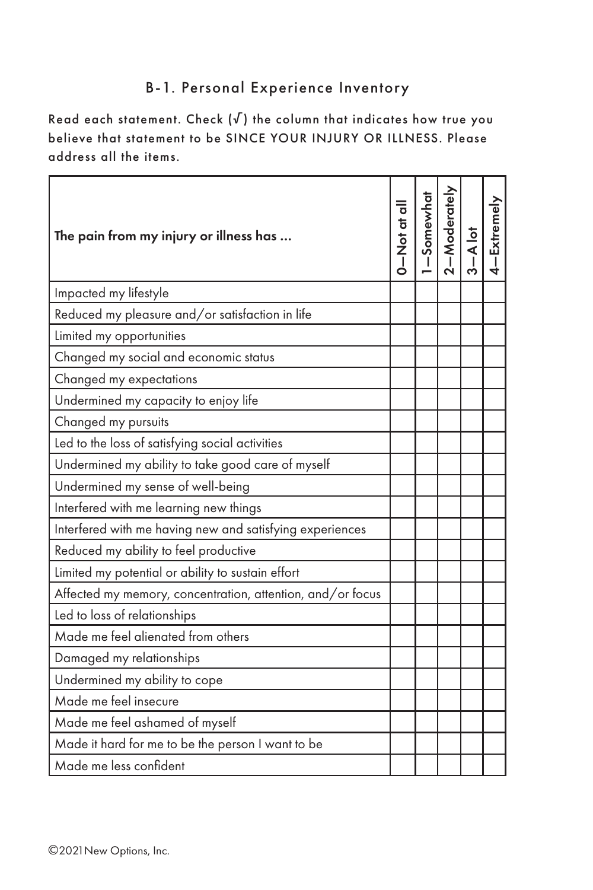## B-1. Personal Experience Inventory

Read each statement. Check (√) the column that indicates how true you believe that statement to be SINCE YOUR INJURY OR ILLNESS. Please address all the items.

| The pain from my injury or illness has ... | 0—Not at all | 1—Somewhat | 2—Moderately | 3—A lot | 4—Extremely |
|---|---|---|---|---|---|
| Impacted my lifestyle | | | | | |
| Reduced my pleasure and/or satisfaction in life | | | | | |
| Limited my opportunities | | | | | |
| Changed my social and economic status | | | | | |
| Changed my expectations | | | | | |
| Undermined my capacity to enjoy life | | | | | |
| Changed my pursuits | | | | | |
| Led to the loss of satisfying social activities | | | | | |
| Undermined my ability to take good care of myself | | | | | |
| Undermined my sense of well-being | | | | | |
| Interfered with me learning new things | | | | | |
| Interfered with me having new and satisfying experiences | | | | | |
| Reduced my ability to feel productive | | | | | |
| Limited my potential or ability to sustain effort | | | | | |
| Affected my memory, concentration, attention, and/or focus | | | | | |
| Led to loss of relationships | | | | | |
| Made me feel alienated from others | | | | | |
| Damaged my relationships | | | | | |
| Undermined my ability to cope | | | | | |
| Made me feel insecure | | | | | |
| Made me feel ashamed of myself | | | | | |
| Made it hard for me to be the person I want to be | | | | | |
| Made me less confident | | | | | |

©2021 New Options, Inc.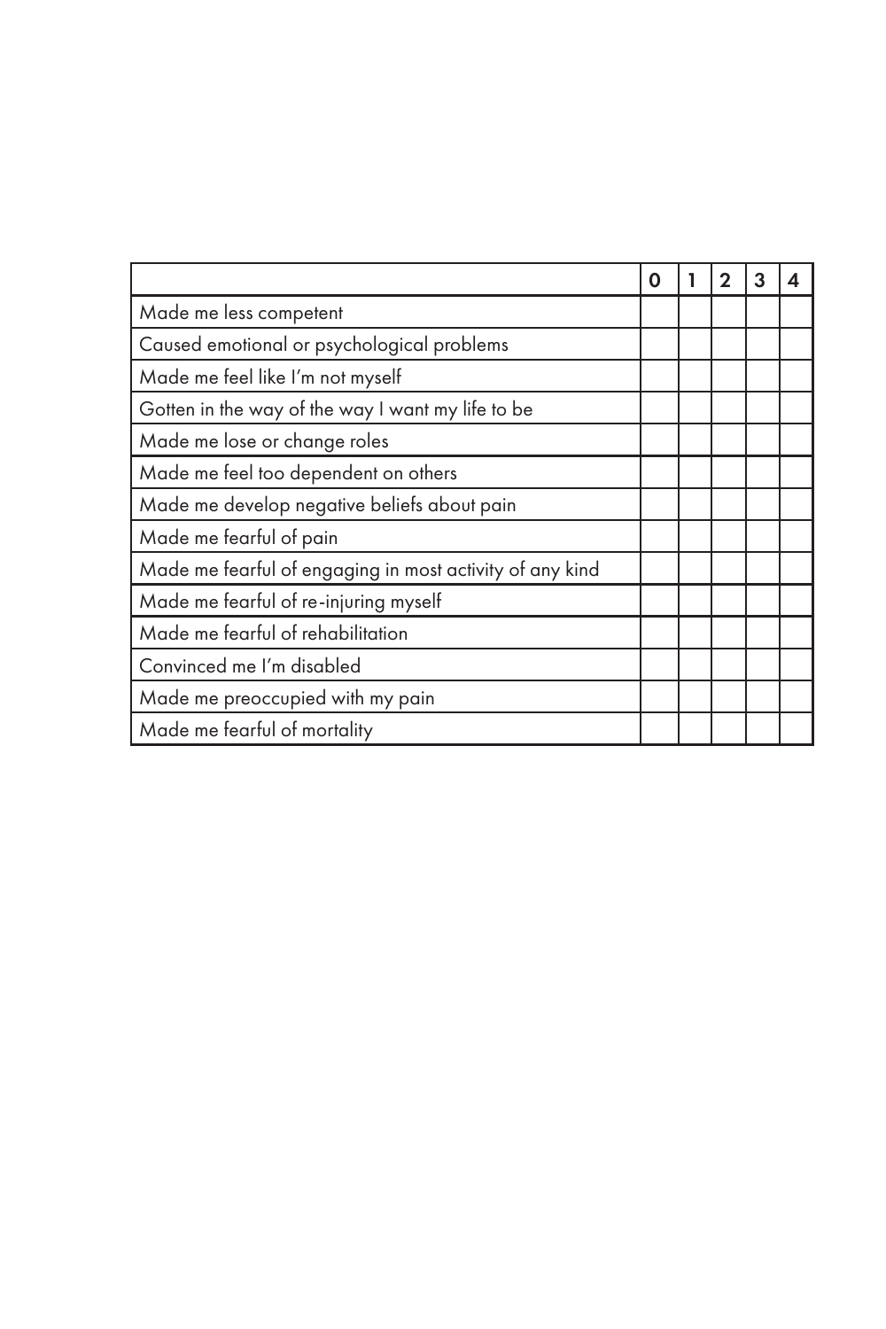| | 0 | 1 | 2 | 3 | 4 |
|---|---|---|---|---|---|
| Made me less competent | | | | | |
| Caused emotional or psychological problems | | | | | |
| Made me feel like I'm not myself | | | | | |
| Gotten in the way of the way I want my life to be | | | | | |
| Made me lose or change roles | | | | | |
| Made me feel too dependent on others | | | | | |
| Made me develop negative beliefs about pain | | | | | |
| Made me fearful of pain | | | | | |
| Made me fearful of engaging in most activity of any kind | | | | | |
| Made me fearful of re-injuring myself | | | | | |
| Made me fearful of rehabilitation | | | | | |
| Convinced me I'm disabled | | | | | |
| Made me preoccupied with my pain | | | | | |
| Made me fearful of mortality | | | | | |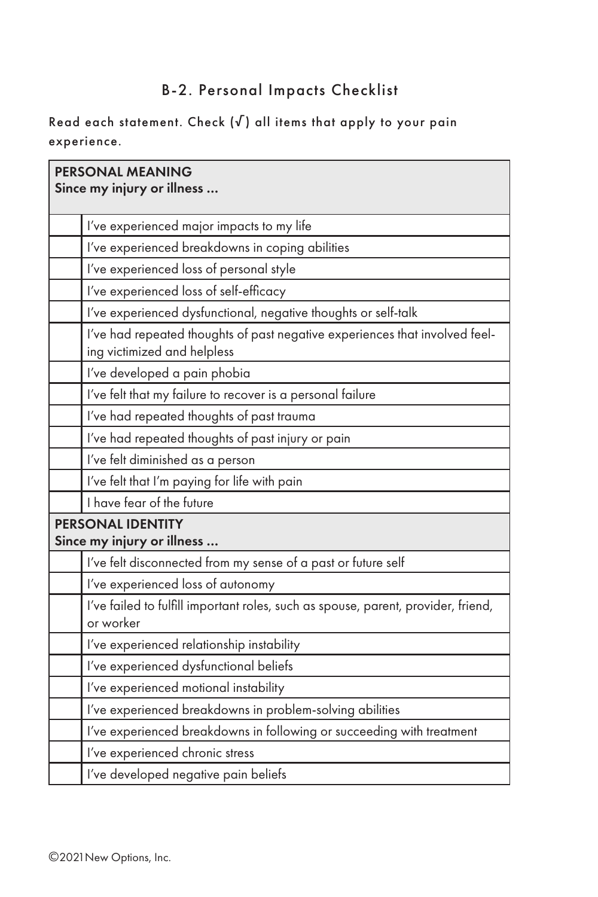## B-2. Personal Impacts Checklist

Read each statement. Check (√) all items that apply to your pain experience.

| | **PERSONAL MEANING**<br>**Since my injury or illness ...** |
|---|---|
| | I've experienced major impacts to my life |
| | I've experienced breakdowns in coping abilities |
| | I've experienced loss of personal style |
| | I've experienced loss of self-efficacy |
| | I've experienced dysfunctional, negative thoughts or self-talk |
| | I've had repeated thoughts of past negative experiences that involved feeling victimized and helpless |
| | I've developed a pain phobia |
| | I've felt that my failure to recover is a personal failure |
| | I've had repeated thoughts of past trauma |
| | I've had repeated thoughts of past injury or pain |
| | I've felt diminished as a person |
| | I've felt that I'm paying for life with pain |
| | I have fear of the future |
| | **PERSONAL IDENTITY**<br>**Since my injury or illness ...** |
| | I've felt disconnected from my sense of a past or future self |
| | I've experienced loss of autonomy |
| | I've failed to fulfill important roles, such as spouse, parent, provider, friend, or worker |
| | I've experienced relationship instability |
| | I've experienced dysfunctional beliefs |
| | I've experienced motional instability |
| | I've experienced breakdowns in problem-solving abilities |
| | I've experienced breakdowns in following or succeeding with treatment |
| | I've experienced chronic stress |
| | I've developed negative pain beliefs |

©2021 New Options, Inc.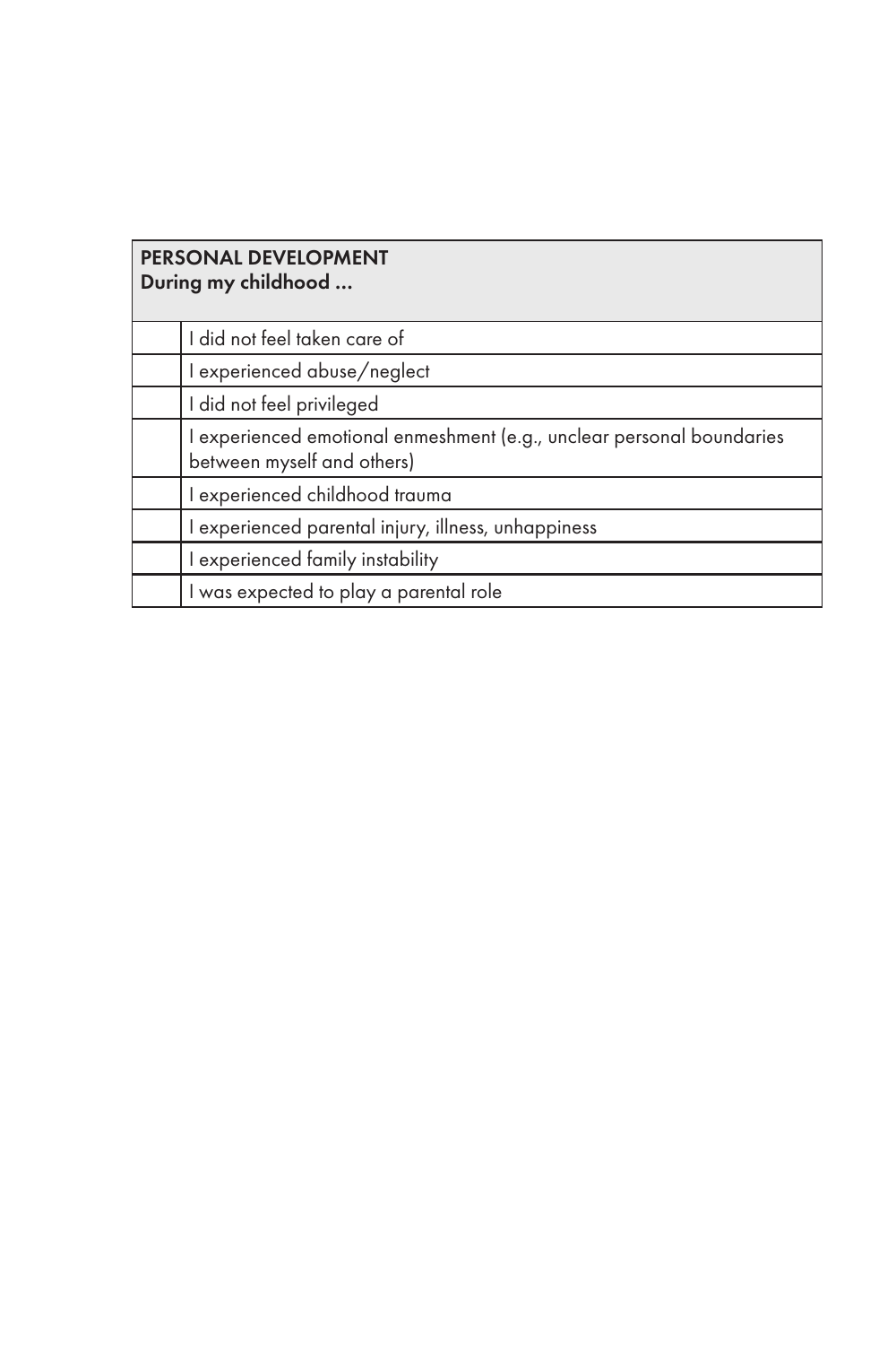| | PERSONAL DEVELOPMENT<br>During my childhood ... |
|---|---|
| | I did not feel taken care of |
| | I experienced abuse/neglect |
| | I did not feel privileged |
| | I experienced emotional enmeshment (e.g., unclear personal boundaries between myself and others) |
| | I experienced childhood trauma |
| | I experienced parental injury, illness, unhappiness |
| | I experienced family instability |
| | I was expected to play a parental role |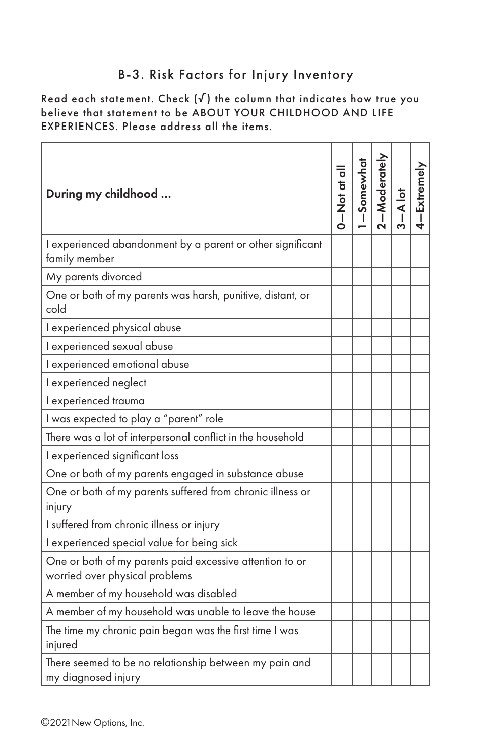## B-3. Risk Factors for Injury Inventory

Read each statement. Check (√) the column that indicates how true you believe that statement to be ABOUT YOUR CHILDHOOD AND LIFE EXPERIENCES. Please address all the items.

| During my childhood ... | 0—Not at all | 1—Somewhat | 2—Moderately | 3—A lot | 4—Extremely |
|---|---|---|---|---|---|
| I experienced abandonment by a parent or other significant family member | | | | | |
| My parents divorced | | | | | |
| One or both of my parents was harsh, punitive, distant, or cold | | | | | |
| I experienced physical abuse | | | | | |
| I experienced sexual abuse | | | | | |
| I experienced emotional abuse | | | | | |
| I experienced neglect | | | | | |
| I experienced trauma | | | | | |
| I was expected to play a "parent" role | | | | | |
| There was a lot of interpersonal conflict in the household | | | | | |
| I experienced significant loss | | | | | |
| One or both of my parents engaged in substance abuse | | | | | |
| One or both of my parents suffered from chronic illness or injury | | | | | |
| I suffered from chronic illness or injury | | | | | |
| I experienced special value for being sick | | | | | |
| One or both of my parents paid excessive attention to or worried over physical problems | | | | | |
| A member of my household was disabled | | | | | |
| A member of my household was unable to leave the house | | | | | |
| The time my chronic pain began was the first time I was injured | | | | | |
| There seemed to be no relationship between my pain and my diagnosed injury | | | | | |

©2021 New Options, Inc.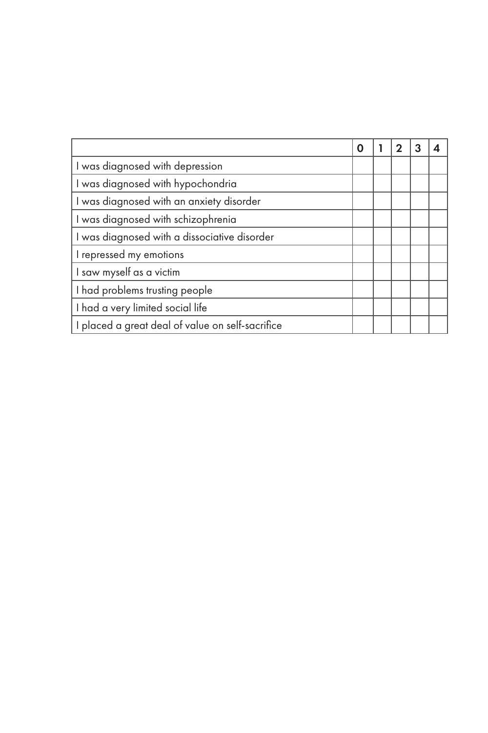| | 0 | 1 | 2 | 3 | 4 |
|---|---|---|---|---|---|
| I was diagnosed with depression | | | | | |
| I was diagnosed with hypochondria | | | | | |
| I was diagnosed with an anxiety disorder | | | | | |
| I was diagnosed with schizophrenia | | | | | |
| I was diagnosed with a dissociative disorder | | | | | |
| I repressed my emotions | | | | | |
| I saw myself as a victim | | | | | |
| I had problems trusting people | | | | | |
| I had a very limited social life | | | | | |
| I placed a great deal of value on self-sacrifice | | | | | |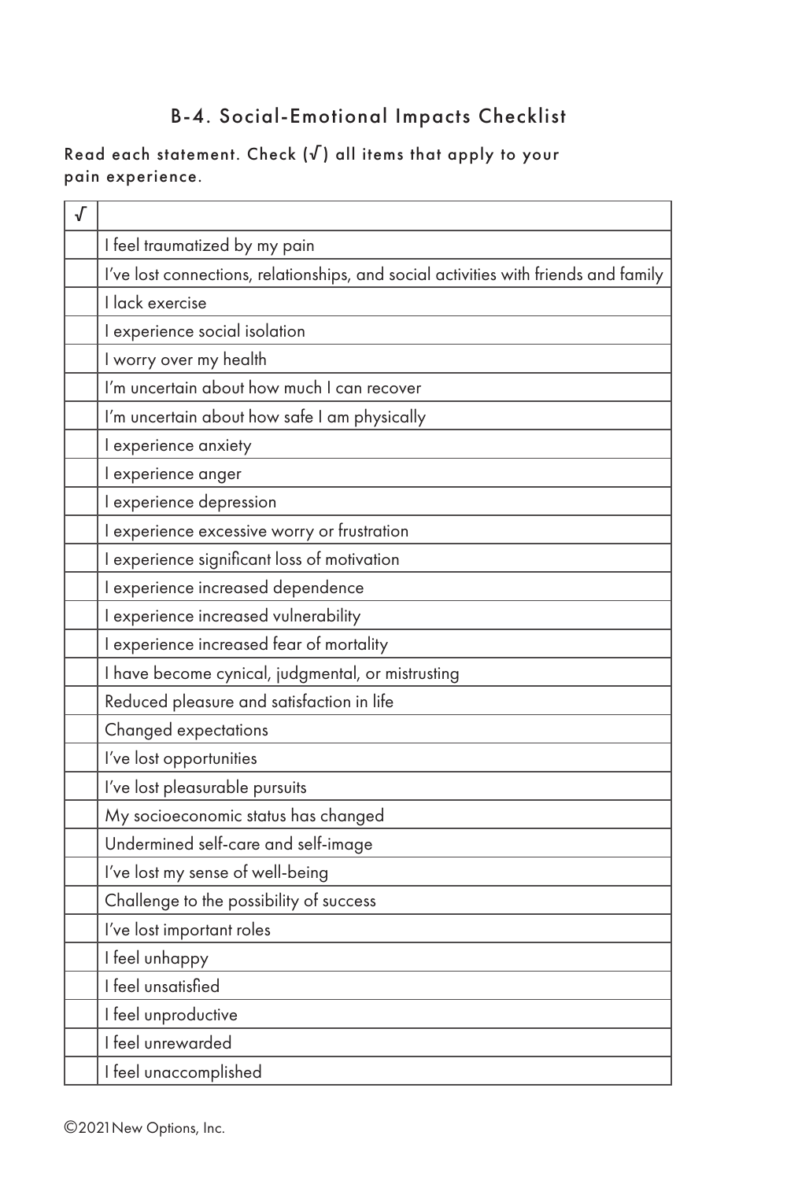## B-4. Social-Emotional Impacts Checklist

Read each statement. Check (√) all items that apply to your pain experience.

| √ | |
|---|---|
| | I feel traumatized by my pain |
| | I've lost connections, relationships, and social activities with friends and family |
| | I lack exercise |
| | I experience social isolation |
| | I worry over my health |
| | I'm uncertain about how much I can recover |
| | I'm uncertain about how safe I am physically |
| | I experience anxiety |
| | I experience anger |
| | I experience depression |
| | I experience excessive worry or frustration |
| | I experience significant loss of motivation |
| | I experience increased dependence |
| | I experience increased vulnerability |
| | I experience increased fear of mortality |
| | I have become cynical, judgmental, or mistrusting |
| | Reduced pleasure and satisfaction in life |
| | Changed expectations |
| | I've lost opportunities |
| | I've lost pleasurable pursuits |
| | My socioeconomic status has changed |
| | Undermined self-care and self-image |
| | I've lost my sense of well-being |
| | Challenge to the possibility of success |
| | I've lost important roles |
| | I feel unhappy |
| | I feel unsatisfied |
| | I feel unproductive |
| | I feel unrewarded |
| | I feel unaccomplished |

©2021 New Options, Inc.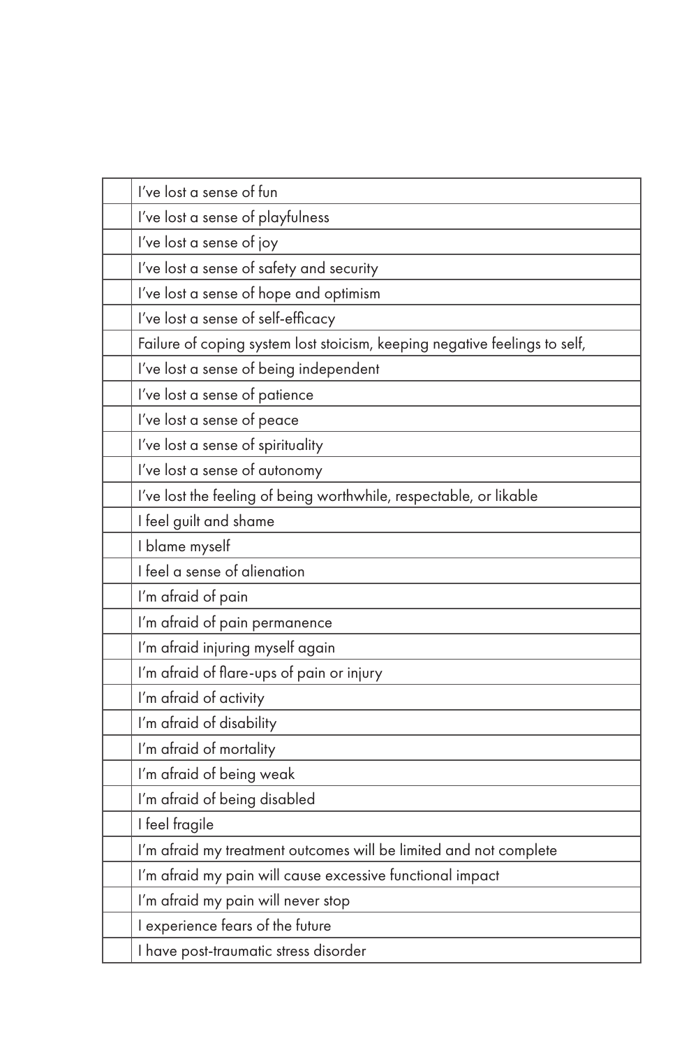| | |
|---|---|
| | I've lost a sense of fun |
| | I've lost a sense of playfulness |
| | I've lost a sense of joy |
| | I've lost a sense of safety and security |
| | I've lost a sense of hope and optimism |
| | I've lost a sense of self-efficacy |
| | Failure of coping system lost stoicism, keeping negative feelings to self, |
| | I've lost a sense of being independent |
| | I've lost a sense of patience |
| | I've lost a sense of peace |
| | I've lost a sense of spirituality |
| | I've lost a sense of autonomy |
| | I've lost the feeling of being worthwhile, respectable, or likable |
| | I feel guilt and shame |
| | I blame myself |
| | I feel a sense of alienation |
| | I'm afraid of pain |
| | I'm afraid of pain permanence |
| | I'm afraid injuring myself again |
| | I'm afraid of flare-ups of pain or injury |
| | I'm afraid of activity |
| | I'm afraid of disability |
| | I'm afraid of mortality |
| | I'm afraid of being weak |
| | I'm afraid of being disabled |
| | I feel fragile |
| | I'm afraid my treatment outcomes will be limited and not complete |
| | I'm afraid my pain will cause excessive functional impact |
| | I'm afraid my pain will never stop |
| | I experience fears of the future |
| | I have post-traumatic stress disorder |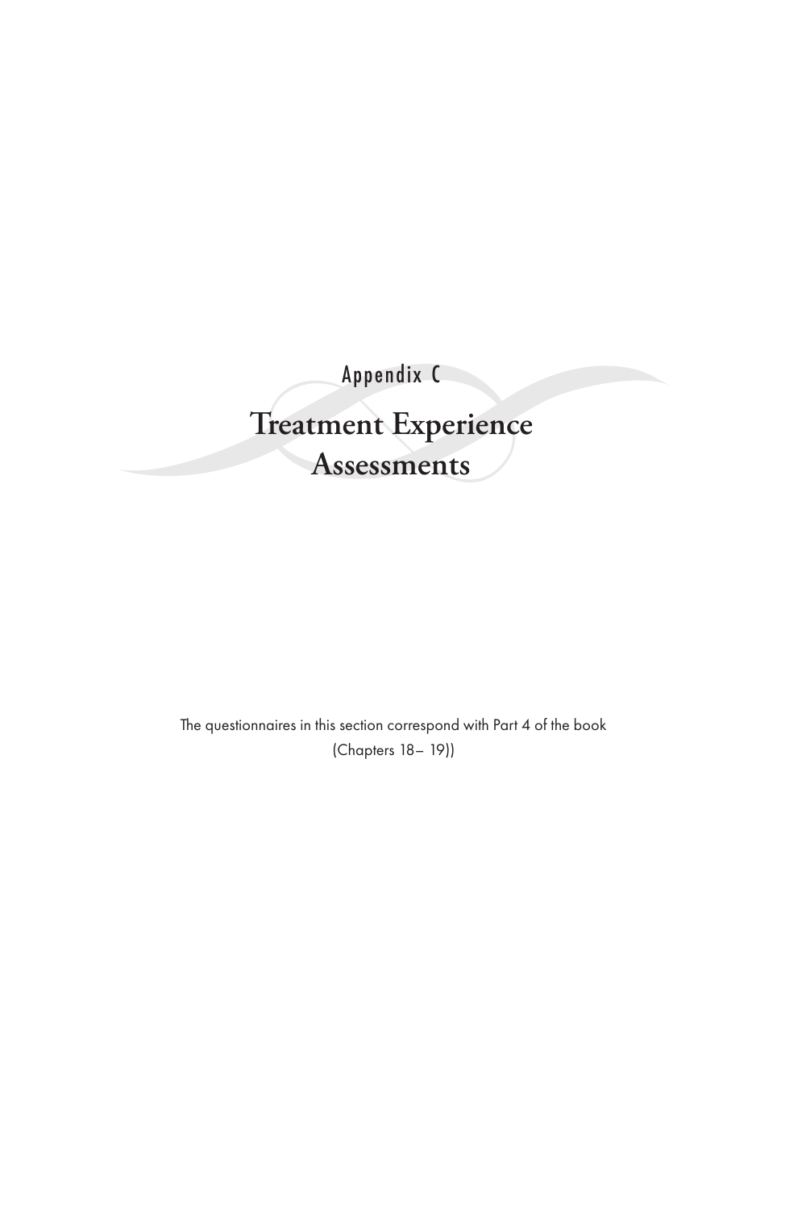Appendix C

# Treatment Experience Assessments

The questionnaires in this section correspond with Part 4 of the book (Chapters 18– 19))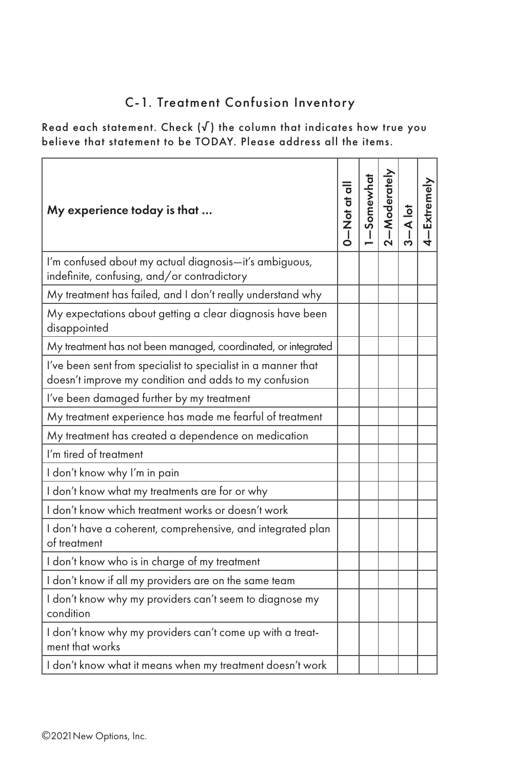## C-1. Treatment Confusion Inventory

Read each statement. Check (√) the column that indicates how true you believe that statement to be TODAY. Please address all the items.

| My experience today is that ... | 0—Not at all | 1—Somewhat | 2—Moderately | 3—A lot | 4—Extremely |
|---|---|---|---|---|---|
| I'm confused about my actual diagnosis—it's ambiguous, indefinite, confusing, and/or contradictory | | | | | |
| My treatment has failed, and I don't really understand why | | | | | |
| My expectations about getting a clear diagnosis have been disappointed | | | | | |
| My treatment has not been managed, coordinated, or integrated | | | | | |
| I've been sent from specialist to specialist in a manner that doesn't improve my condition and adds to my confusion | | | | | |
| I've been damaged further by my treatment | | | | | |
| My treatment experience has made me fearful of treatment | | | | | |
| My treatment has created a dependence on medication | | | | | |
| I'm tired of treatment | | | | | |
| I don't know why I'm in pain | | | | | |
| I don't know what my treatments are for or why | | | | | |
| I don't know which treatment works or doesn't work | | | | | |
| I don't have a coherent, comprehensive, and integrated plan of treatment | | | | | |
| I don't know who is in charge of my treatment | | | | | |
| I don't know if all my providers are on the same team | | | | | |
| I don't know why my providers can't seem to diagnose my condition | | | | | |
| I don't know why my providers can't come up with a treatment that works | | | | | |
| I don't know what it means when my treatment doesn't work | | | | | |

©2021 New Options, Inc.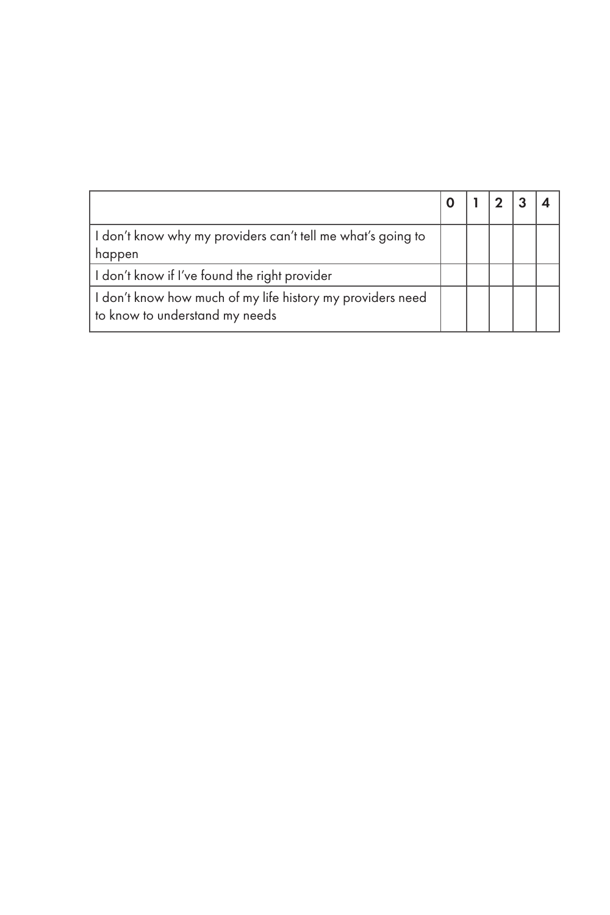| | 0 | 1 | 2 | 3 | 4 |
|---|---|---|---|---|---|
| I don't know why my providers can't tell me what's going to happen | | | | | |
| I don't know if I've found the right provider | | | | | |
| I don't know how much of my life history my providers need to know to understand my needs | | | | | |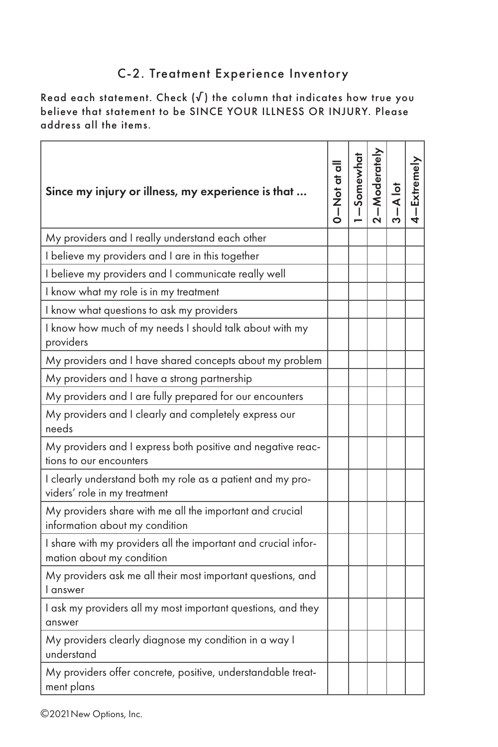## C-2. Treatment Experience Inventory

Read each statement. Check (√) the column that indicates how true you believe that statement to be SINCE YOUR ILLNESS OR INJURY. Please address all the items.

| Since my injury or illness, my experience is that ... | 0—Not at all | 1—Somewhat | 2—Moderately | 3—A lot | 4—Extremely |
|---|---|---|---|---|---|
| My providers and I really understand each other | | | | | |
| I believe my providers and I are in this together | | | | | |
| I believe my providers and I communicate really well | | | | | |
| I know what my role is in my treatment | | | | | |
| I know what questions to ask my providers | | | | | |
| I know how much of my needs I should talk about with my providers | | | | | |
| My providers and I have shared concepts about my problem | | | | | |
| My providers and I have a strong partnership | | | | | |
| My providers and I are fully prepared for our encounters | | | | | |
| My providers and I clearly and completely express our needs | | | | | |
| My providers and I express both positive and negative reactions to our encounters | | | | | |
| I clearly understand both my role as a patient and my providers' role in my treatment | | | | | |
| My providers share with me all the important and crucial information about my condition | | | | | |
| I share with my providers all the important and crucial information about my condition | | | | | |
| My providers ask me all their most important questions, and I answer | | | | | |
| I ask my providers all my most important questions, and they answer | | | | | |
| My providers clearly diagnose my condition in a way I understand | | | | | |
| My providers offer concrete, positive, understandable treatment plans | | | | | |

©2021 New Options, Inc.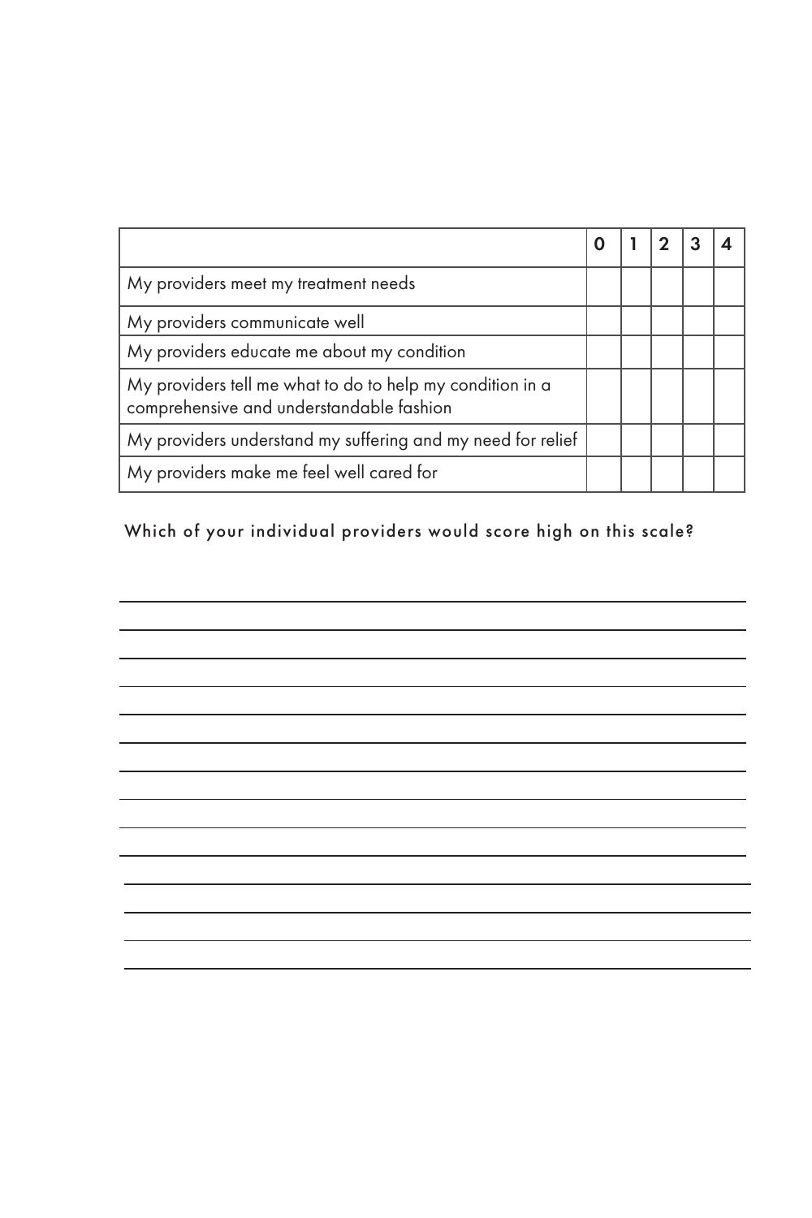| | 0 | 1 | 2 | 3 | 4 |
|---|---|---|---|---|---|
| My providers meet my treatment needs | | | | | |
| My providers communicate well | | | | | |
| My providers educate me about my condition | | | | | |
| My providers tell me what to do to help my condition in a comprehensive and understandable fashion | | | | | |
| My providers understand my suffering and my need for relief | | | | | |
| My providers make me feel well cared for | | | | | |

Which of your individual providers would score high on this scale?

______________________________________________________________________

______________________________________________________________________

______________________________________________________________________

______________________________________________________________________

______________________________________________________________________

______________________________________________________________________

______________________________________________________________________

______________________________________________________________________

______________________________________________________________________

______________________________________________________________________

______________________________________________________________________

______________________________________________________________________

______________________________________________________________________

______________________________________________________________________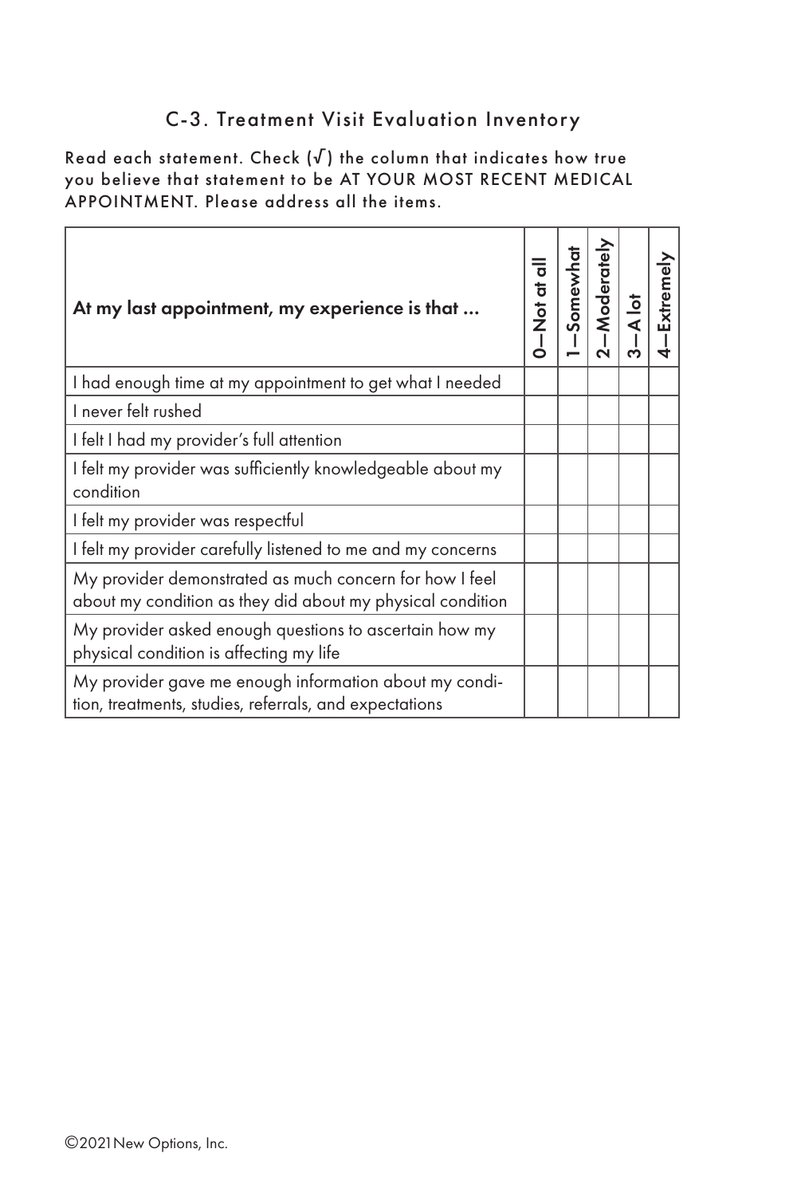## C-3. Treatment Visit Evaluation Inventory

Read each statement. Check (√) the column that indicates how true you believe that statement to be AT YOUR MOST RECENT MEDICAL APPOINTMENT. Please address all the items.

| At my last appointment, my experience is that ... | 0—Not at all | 1—Somewhat | 2—Moderately | 3—A lot | 4—Extremely |
|---|---|---|---|---|---|
| I had enough time at my appointment to get what I needed | | | | | |
| I never felt rushed | | | | | |
| I felt I had my provider's full attention | | | | | |
| I felt my provider was sufficiently knowledgeable about my condition | | | | | |
| I felt my provider was respectful | | | | | |
| I felt my provider carefully listened to me and my concerns | | | | | |
| My provider demonstrated as much concern for how I feel about my condition as they did about my physical condition | | | | | |
| My provider asked enough questions to ascertain how my physical condition is affecting my life | | | | | |
| My provider gave me enough information about my condition, treatments, studies, referrals, and expectations | | | | | |

©2021 New Options, Inc.